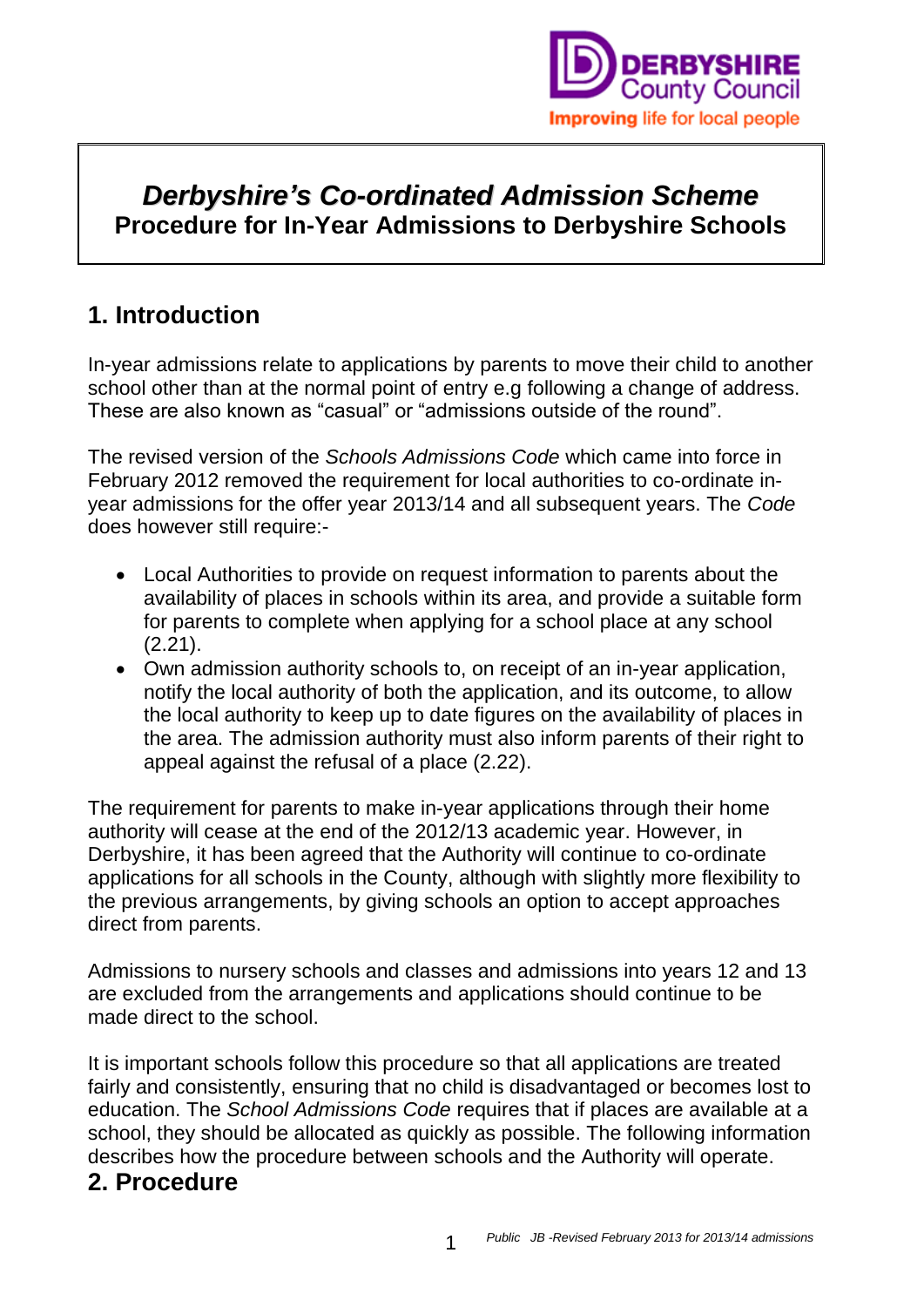# *Derbyshire's Co-ordinated Admission Scheme*
**Procedure for In-Year Admissions to Derbyshire Schools**

## 1. Introduction

In-year admissions relate to applications by parents to move their child to another school other than at the normal point of entry e.g following a change of address. These are also known as "casual" or "admissions outside of the round".

The revised version of the *Schools Admissions Code* which came into force in February 2012 removed the requirement for local authorities to co-ordinate in-year admissions for the offer year 2013/14 and all subsequent years. The *Code* does however still require:-

- Local Authorities to provide on request information to parents about the availability of places in schools within its area, and provide a suitable form for parents to complete when applying for a school place at any school (2.21).
- Own admission authority schools to, on receipt of an in-year application, notify the local authority of both the application, and its outcome, to allow the local authority to keep up to date figures on the availability of places in the area. The admission authority must also inform parents of their right to appeal against the refusal of a place (2.22).

The requirement for parents to make in-year applications through their home authority will cease at the end of the 2012/13 academic year. However, in Derbyshire, it has been agreed that the Authority will continue to co-ordinate applications for all schools in the County, although with slightly more flexibility to the previous arrangements, by giving schools an option to accept approaches direct from parents.

Admissions to nursery schools and classes and admissions into years 12 and 13 are excluded from the arrangements and applications should continue to be made direct to the school.

It is important schools follow this procedure so that all applications are treated fairly and consistently, ensuring that no child is disadvantaged or becomes lost to education. The *School Admissions Code* requires that if places are available at a school, they should be allocated as quickly as possible. The following information describes how the procedure between schools and the Authority will operate.

## 2. Procedure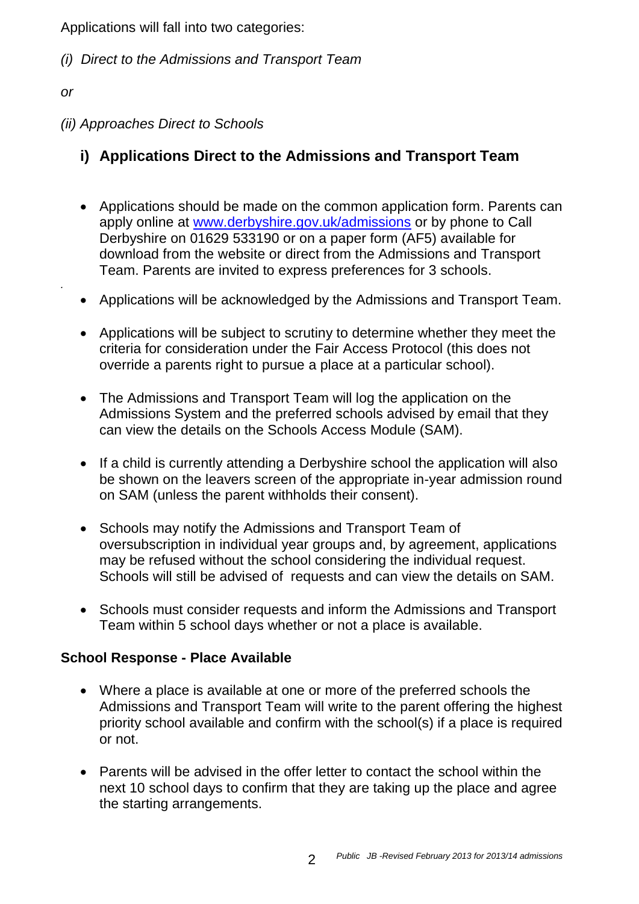Applications will fall into two categories:

*(i) Direct to the Admissions and Transport Team*

*or*

*(ii) Approaches Direct to Schools*

## i) Applications Direct to the Admissions and Transport Team

- Applications should be made on the common application form. Parents can apply online at [www.derbyshire.gov.uk/admissions](http://www.derbyshire.gov.uk/admissions) or by phone to Call Derbyshire on 01629 533190 or on a paper form (AF5) available for download from the website or direct from the Admissions and Transport Team. Parents are invited to express preferences for 3 schools.
- Applications will be acknowledged by the Admissions and Transport Team.
- Applications will be subject to scrutiny to determine whether they meet the criteria for consideration under the Fair Access Protocol (this does not override a parents right to pursue a place at a particular school).
- The Admissions and Transport Team will log the application on the Admissions System and the preferred schools advised by email that they can view the details on the Schools Access Module (SAM).
- If a child is currently attending a Derbyshire school the application will also be shown on the leavers screen of the appropriate in-year admission round on SAM (unless the parent withholds their consent).
- Schools may notify the Admissions and Transport Team of oversubscription in individual year groups and, by agreement, applications may be refused without the school considering the individual request. Schools will still be advised of requests and can view the details on SAM.
- Schools must consider requests and inform the Admissions and Transport Team within 5 school days whether or not a place is available.

**School Response - Place Available**

- Where a place is available at one or more of the preferred schools the Admissions and Transport Team will write to the parent offering the highest priority school available and confirm with the school(s) if a place is required or not.
- Parents will be advised in the offer letter to contact the school within the next 10 school days to confirm that they are taking up the place and agree the starting arrangements.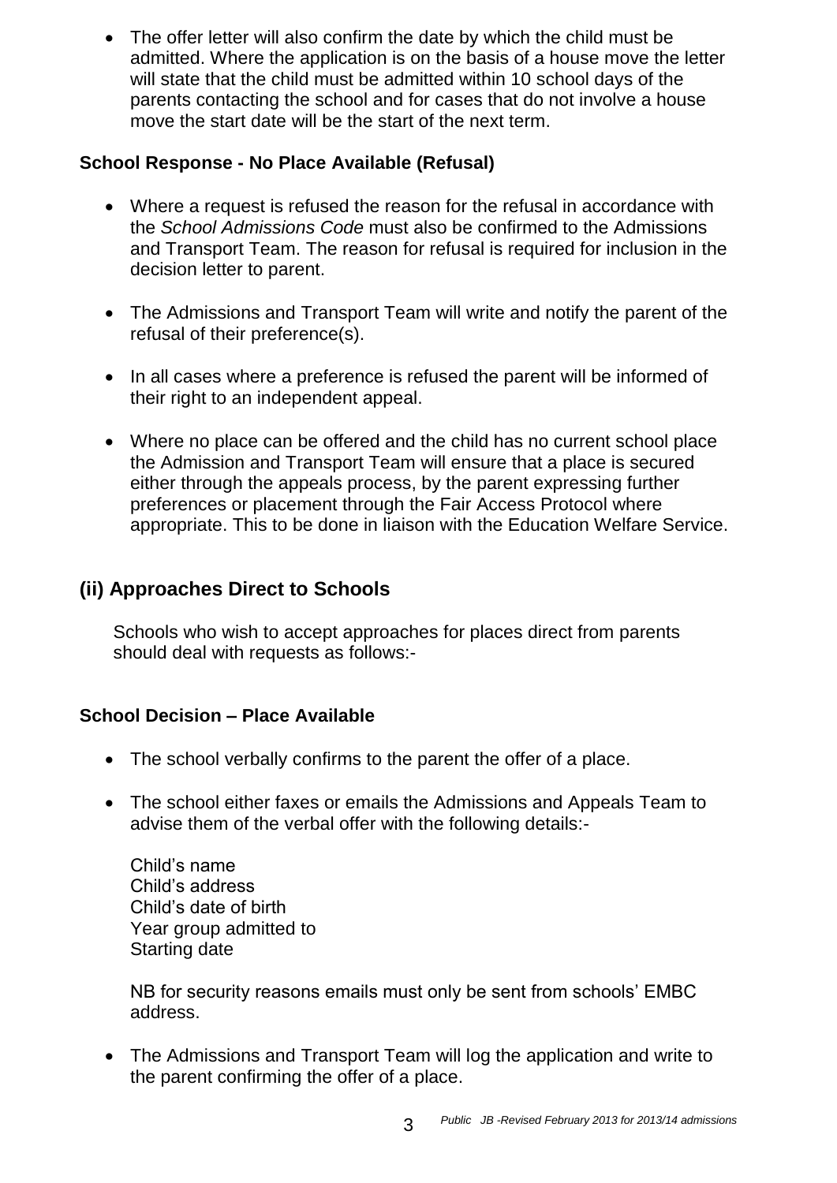- The offer letter will also confirm the date by which the child must be admitted. Where the application is on the basis of a house move the letter will state that the child must be admitted within 10 school days of the parents contacting the school and for cases that do not involve a house move the start date will be the start of the next term.

**School Response - No Place Available (Refusal)**

- Where a request is refused the reason for the refusal in accordance with the *School Admissions Code* must also be confirmed to the Admissions and Transport Team. The reason for refusal is required for inclusion in the decision letter to parent.

- The Admissions and Transport Team will write and notify the parent of the refusal of their preference(s).

- In all cases where a preference is refused the parent will be informed of their right to an independent appeal.

- Where no place can be offered and the child has no current school place the Admission and Transport Team will ensure that a place is secured either through the appeals process, by the parent expressing further preferences or placement through the Fair Access Protocol where appropriate. This to be done in liaison with the Education Welfare Service.

## (ii) Approaches Direct to Schools

Schools who wish to accept approaches for places direct from parents should deal with requests as follows:-

**School Decision – Place Available**

- The school verbally confirms to the parent the offer of a place.

- The school either faxes or emails the Admissions and Appeals Team to advise them of the verbal offer with the following details:-

  Child's name
  Child's address
  Child's date of birth
  Year group admitted to
  Starting date

  NB for security reasons emails must only be sent from schools' EMBC address.

- The Admissions and Transport Team will log the application and write to the parent confirming the offer of a place.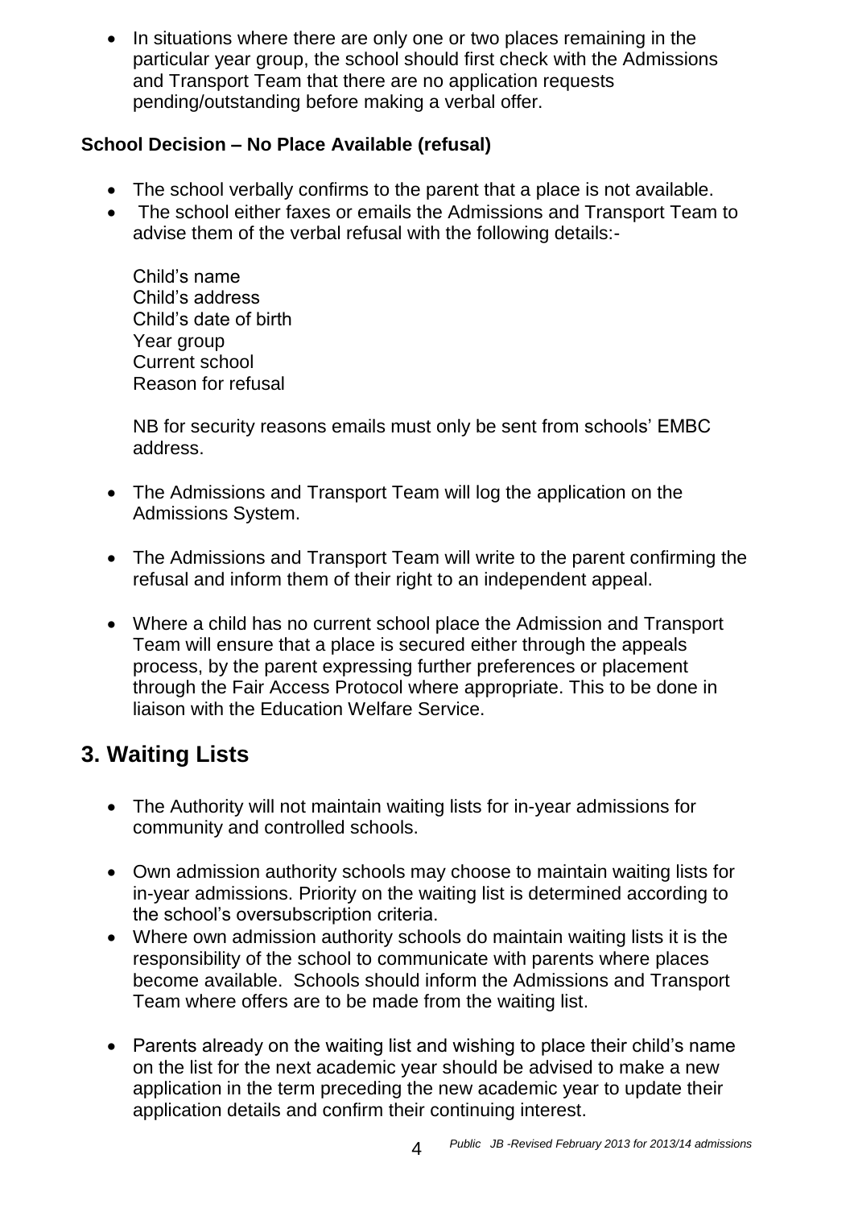- In situations where there are only one or two places remaining in the particular year group, the school should first check with the Admissions and Transport Team that there are no application requests pending/outstanding before making a verbal offer.

**School Decision – No Place Available (refusal)**

- The school verbally confirms to the parent that a place is not available.
- The school either faxes or emails the Admissions and Transport Team to advise them of the verbal refusal with the following details:-

  Child's name
  Child's address
  Child's date of birth
  Year group
  Current school
  Reason for refusal

  NB for security reasons emails must only be sent from schools' EMBC address.

- The Admissions and Transport Team will log the application on the Admissions System.
- The Admissions and Transport Team will write to the parent confirming the refusal and inform them of their right to an independent appeal.
- Where a child has no current school place the Admission and Transport Team will ensure that a place is secured either through the appeals process, by the parent expressing further preferences or placement through the Fair Access Protocol where appropriate. This to be done in liaison with the Education Welfare Service.

## 3. Waiting Lists

- The Authority will not maintain waiting lists for in-year admissions for community and controlled schools.
- Own admission authority schools may choose to maintain waiting lists for in-year admissions. Priority on the waiting list is determined according to the school's oversubscription criteria.
- Where own admission authority schools do maintain waiting lists it is the responsibility of the school to communicate with parents where places become available. Schools should inform the Admissions and Transport Team where offers are to be made from the waiting list.
- Parents already on the waiting list and wishing to place their child's name on the list for the next academic year should be advised to make a new application in the term preceding the new academic year to update their application details and confirm their continuing interest.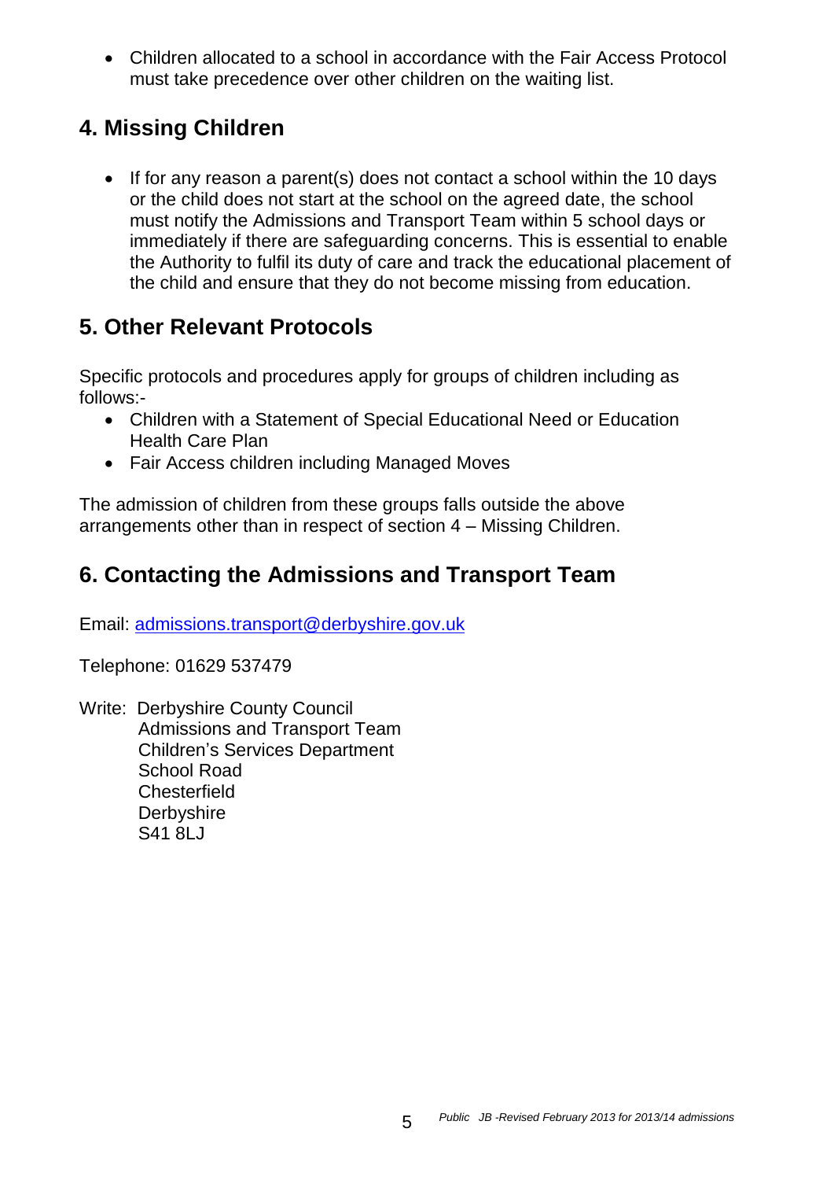- Children allocated to a school in accordance with the Fair Access Protocol must take precedence over other children on the waiting list.

## 4. Missing Children

- If for any reason a parent(s) does not contact a school within the 10 days or the child does not start at the school on the agreed date, the school must notify the Admissions and Transport Team within 5 school days or immediately if there are safeguarding concerns. This is essential to enable the Authority to fulfil its duty of care and track the educational placement of the child and ensure that they do not become missing from education.

## 5. Other Relevant Protocols

Specific protocols and procedures apply for groups of children including as follows:-

- Children with a Statement of Special Educational Need or Education Health Care Plan
- Fair Access children including Managed Moves

The admission of children from these groups falls outside the above arrangements other than in respect of section 4 – Missing Children.

## 6. Contacting the Admissions and Transport Team

Email: admissions.transport@derbyshire.gov.uk

Telephone: 01629 537479

Write: Derbyshire County Council
Admissions and Transport Team
Children's Services Department
School Road
Chesterfield
Derbyshire
S41 8LJ